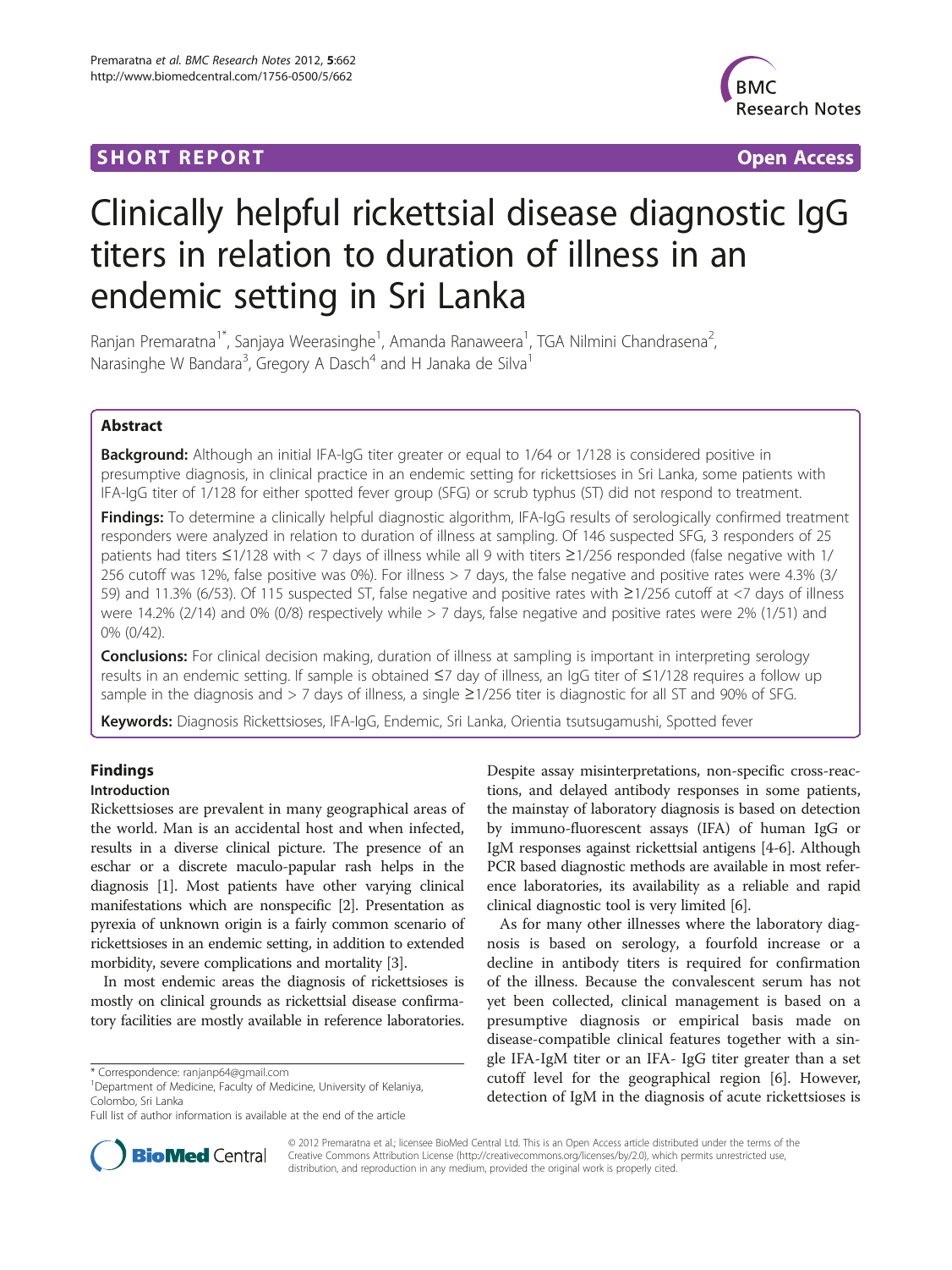SHORT REPORT Open Access

# Clinically helpful rickettsial disease diagnostic IgG titers in relation to duration of illness in an endemic setting in Sri Lanka

Ranjan Premaratna[1*], Sanjaya Weerasinghe[1], Amanda Ranaweera[1], TGA Nilmini Chandrasena[2], Narasinghe W Bandara[3], Gregory A Dasch[4] and H Janaka de Silva[1]

## Abstract

**Background:** Although an initial IFA-IgG titer greater or equal to 1/64 or 1/128 is considered positive in presumptive diagnosis, in clinical practice in an endemic setting for rickettsioses in Sri Lanka, some patients with IFA-IgG titer of 1/128 for either spotted fever group (SFG) or scrub typhus (ST) did not respond to treatment.

**Findings:** To determine a clinically helpful diagnostic algorithm, IFA-IgG results of serologically confirmed treatment responders were analyzed in relation to duration of illness at sampling. Of 146 suspected SFG, 3 responders of 25 patients had titers ≤1/128 with < 7 days of illness while all 9 with titers ≥1/256 responded (false negative with 1/256 cutoff was 12%, false positive was 0%). For illness > 7 days, the false negative and positive rates were 4.3% (3/59) and 11.3% (6/53). Of 115 suspected ST, false negative and positive rates with ≥1/256 cutoff at <7 days of illness were 14.2% (2/14) and 0% (0/8) respectively while > 7 days, false negative and positive rates were 2% (1/51) and 0% (0/42).

**Conclusions:** For clinical decision making, duration of illness at sampling is important in interpreting serology results in an endemic setting. If sample is obtained ≤7 day of illness, an IgG titer of ≤1/128 requires a follow up sample in the diagnosis and > 7 days of illness, a single ≥1/256 titer is diagnostic for all ST and 90% of SFG.

**Keywords:** Diagnosis Rickettsioses, IFA-IgG, Endemic, Sri Lanka, Orientia tsutsugamushi, Spotted fever

## Findings

### Introduction

Rickettsioses are prevalent in many geographical areas of the world. Man is an accidental host and when infected, results in a diverse clinical picture. The presence of an eschar or a discrete maculo-papular rash helps in the diagnosis [1]. Most patients have other varying clinical manifestations which are nonspecific [2]. Presentation as pyrexia of unknown origin is a fairly common scenario of rickettsioses in an endemic setting, in addition to extended morbidity, severe complications and mortality [3].

In most endemic areas the diagnosis of rickettsioses is mostly on clinical grounds as rickettsial disease confirmatory facilities are mostly available in reference laboratories. Despite assay misinterpretations, non-specific cross-reactions, and delayed antibody responses in some patients, the mainstay of laboratory diagnosis is based on detection by immuno-fluorescent assays (IFA) of human IgG or IgM responses against rickettsial antigens [4-6]. Although PCR based diagnostic methods are available in most reference laboratories, its availability as a reliable and rapid clinical diagnostic tool is very limited [6].

As for many other illnesses where the laboratory diagnosis is based on serology, a fourfold increase or a decline in antibody titers is required for confirmation of the illness. Because the convalescent serum has not yet been collected, clinical management is based on a presumptive diagnosis or empirical basis made on disease-compatible clinical features together with a single IFA-IgM titer or an IFA- IgG titer greater than a set cutoff level for the geographical region [6]. However, detection of IgM in the diagnosis of acute rickettsioses is

\* Correspondence: ranjanp64@gmail.com
[1]Department of Medicine, Faculty of Medicine, University of Kelaniya, Colombo, Sri Lanka
Full list of author information is available at the end of the article

© 2012 Premaratna et al.; licensee BioMed Central Ltd. This is an Open Access article distributed under the terms of the Creative Commons Attribution License (http://creativecommons.org/licenses/by/2.0), which permits unrestricted use, distribution, and reproduction in any medium, provided the original work is properly cited.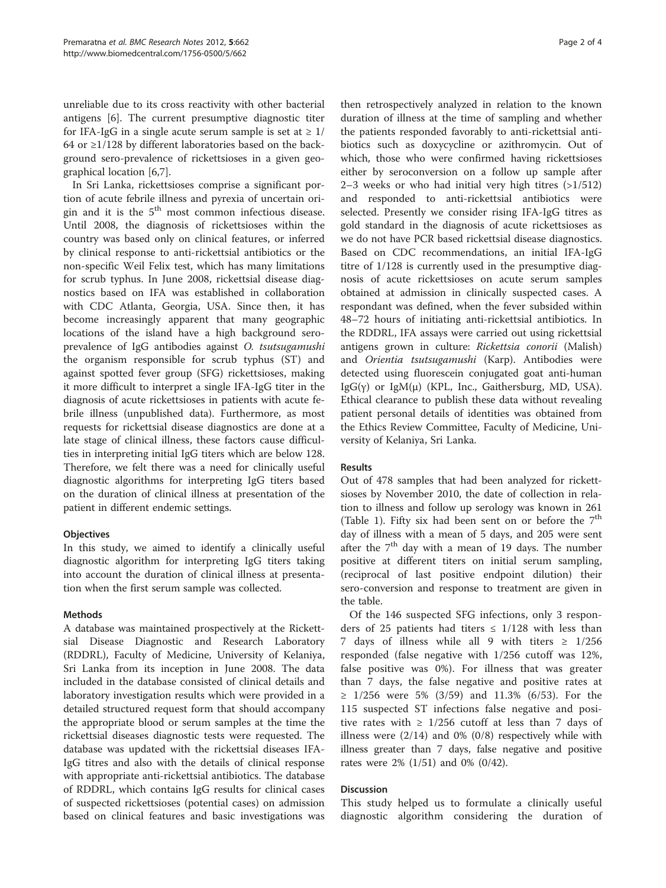unreliable due to its cross reactivity with other bacterial antigens [6]. The current presumptive diagnostic titer for IFA-IgG in a single acute serum sample is set at ≥ 1/64 or ≥1/128 by different laboratories based on the background sero-prevalence of rickettsioses in a given geographical location [6,7].

In Sri Lanka, rickettsioses comprise a significant portion of acute febrile illness and pyrexia of uncertain origin and it is the 5[th] most common infectious disease. Until 2008, the diagnosis of rickettsioses within the country was based only on clinical features, or inferred by clinical response to anti-rickettsial antibiotics or the non-specific Weil Felix test, which has many limitations for scrub typhus. In June 2008, rickettsial disease diagnostics based on IFA was established in collaboration with CDC Atlanta, Georgia, USA. Since then, it has become increasingly apparent that many geographic locations of the island have a high background sero-prevalence of IgG antibodies against *O. tsutsugamushi* the organism responsible for scrub typhus (ST) and against spotted fever group (SFG) rickettsioses, making it more difficult to interpret a single IFA-IgG titer in the diagnosis of acute rickettsioses in patients with acute febrile illness (unpublished data). Furthermore, as most requests for rickettsial disease diagnostics are done at a late stage of clinical illness, these factors cause difficulties in interpreting initial IgG titers which are below 128. Therefore, we felt there was a need for clinically useful diagnostic algorithms for interpreting IgG titers based on the duration of clinical illness at presentation of the patient in different endemic settings.

## Objectives

In this study, we aimed to identify a clinically useful diagnostic algorithm for interpreting IgG titers taking into account the duration of clinical illness at presentation when the first serum sample was collected.

## Methods

A database was maintained prospectively at the Rickettsial Disease Diagnostic and Research Laboratory (RDDRL), Faculty of Medicine, University of Kelaniya, Sri Lanka from its inception in June 2008. The data included in the database consisted of clinical details and laboratory investigation results which were provided in a detailed structured request form that should accompany the appropriate blood or serum samples at the time the rickettsial diseases diagnostic tests were requested. The database was updated with the rickettsial diseases IFA-IgG titres and also with the details of clinical response with appropriate anti-rickettsial antibiotics. The database of RDDRL, which contains IgG results for clinical cases of suspected rickettsioses (potential cases) on admission based on clinical features and basic investigations was then retrospectively analyzed in relation to the known duration of illness at the time of sampling and whether the patients responded favorably to anti-rickettsial antibiotics such as doxycycline or azithromycin. Out of which, those who were confirmed having rickettsioses either by seroconversion on a follow up sample after 2–3 weeks or who had initial very high titres (>1/512) and responded to anti-rickettsial antibiotics were selected. Presently we consider rising IFA-IgG titres as gold standard in the diagnosis of acute rickettsioses as we do not have PCR based rickettsial disease diagnostics. Based on CDC recommendations, an initial IFA-IgG titre of 1/128 is currently used in the presumptive diagnosis of acute rickettsioses on acute serum samples obtained at admission in clinically suspected cases. A respondant was defined, when the fever subsided within 48–72 hours of initiating anti-rickettsial antibiotics. In the RDDRL, IFA assays were carried out using rickettsial antigens grown in culture: *Rickettsia conorii* (Malish) and *Orientia tsutsugamushi* (Karp). Antibodies were detected using fluorescein conjugated goat anti-human IgG(γ) or IgM(μ) (KPL, Inc., Gaithersburg, MD, USA). Ethical clearance to publish these data without revealing patient personal details of identities was obtained from the Ethics Review Committee, Faculty of Medicine, University of Kelaniya, Sri Lanka.

## Results

Out of 478 samples that had been analyzed for rickettsioses by November 2010, the date of collection in relation to illness and follow up serology was known in 261 (Table 1). Fifty six had been sent on or before the 7[th] day of illness with a mean of 5 days, and 205 were sent after the 7[th] day with a mean of 19 days. The number positive at different titers on initial serum sampling, (reciprocal of last positive endpoint dilution) their sero-conversion and response to treatment are given in the table.

Of the 146 suspected SFG infections, only 3 responders of 25 patients had titers ≤ 1/128 with less than 7 days of illness while all 9 with titers ≥ 1/256 responded (false negative with 1/256 cutoff was 12%, false positive was 0%). For illness that was greater than 7 days, the false negative and positive rates at ≥ 1/256 were 5% (3/59) and 11.3% (6/53). For the 115 suspected ST infections false negative and positive rates with ≥ 1/256 cutoff at less than 7 days of illness were (2/14) and 0% (0/8) respectively while with illness greater than 7 days, false negative and positive rates were 2% (1/51) and 0% (0/42).

## Discussion

This study helped us to formulate a clinically useful diagnostic algorithm considering the duration of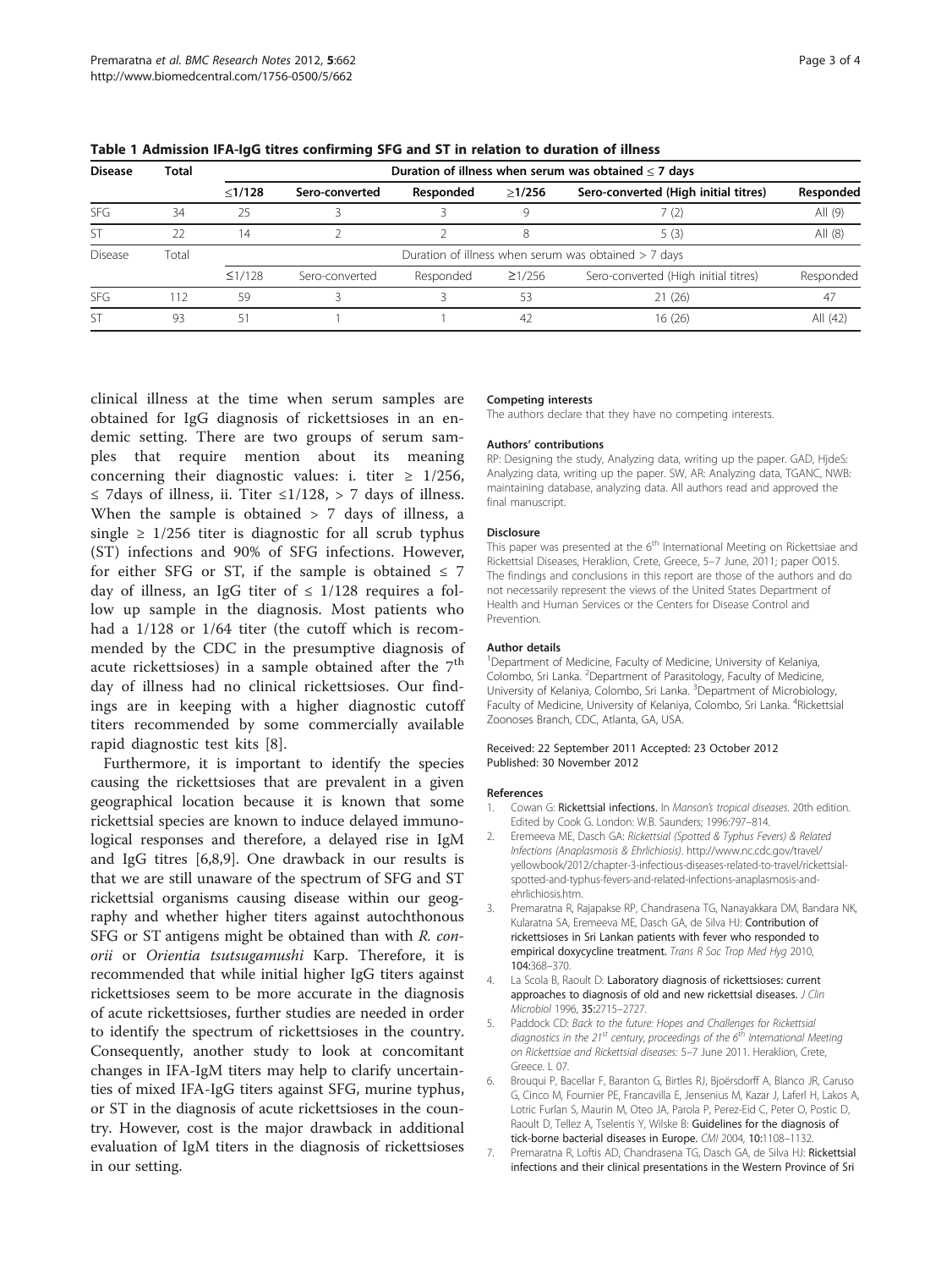**Table 1 Admission IFA-IgG titres confirming SFG and ST in relation to duration of illness**

| Disease | Total | Duration of illness when serum was obtained ≤ 7 days | | | | | |
|---|---|---|---|---|---|---|---|
| | | ≤1/128 | Sero-converted | Responded | ≥1/256 | Sero-converted (High initial titres) | Responded |
| SFG | 34 | 25 | 3 | 3 | 9 | 7 (2) | All (9) |
| ST | 22 | 14 | 2 | 2 | 8 | 5 (3) | All (8) |
| Disease | Total | Duration of illness when serum was obtained > 7 days | | | | | |
| | | ≤1/128 | Sero-converted | Responded | ≥1/256 | Sero-converted (High initial titres) | Responded |
| SFG | 112 | 59 | 3 | 3 | 53 | 21 (26) | 47 |
| ST | 93 | 51 | 1 | 1 | 42 | 16 (26) | All (42) |

clinical illness at the time when serum samples are obtained for IgG diagnosis of rickettsioses in an endemic setting. There are two groups of serum samples that require mention about its meaning concerning their diagnostic values: i. titer ≥ 1/256, ≤ 7days of illness, ii. Titer ≤1/128, > 7 days of illness. When the sample is obtained > 7 days of illness, a single ≥ 1/256 titer is diagnostic for all scrub typhus (ST) infections and 90% of SFG infections. However, for either SFG or ST, if the sample is obtained ≤ 7 day of illness, an IgG titer of ≤ 1/128 requires a follow up sample in the diagnosis. Most patients who had a 1/128 or 1/64 titer (the cutoff which is recommended by the CDC in the presumptive diagnosis of acute rickettsioses) in a sample obtained after the 7$^{th}$ day of illness had no clinical rickettsioses. Our findings are in keeping with a higher diagnostic cutoff titers recommended by some commercially available rapid diagnostic test kits [8].

Furthermore, it is important to identify the species causing the rickettsioses that are prevalent in a given geographical location because it is known that some rickettsial species are known to induce delayed immunological responses and therefore, a delayed rise in IgM and IgG titres [6,8,9]. One drawback in our results is that we are still unaware of the spectrum of SFG and ST rickettsial organisms causing disease within our geography and whether higher titers against autochthonous SFG or ST antigens might be obtained than with *R. conorii* or *Orientia tsutsugamushi* Karp. Therefore, it is recommended that while initial higher IgG titers against rickettsioses seem to be more accurate in the diagnosis of acute rickettsioses, further studies are needed in order to identify the spectrum of rickettsioses in the country. Consequently, another study to look at concomitant changes in IFA-IgM titers may help to clarify uncertainties of mixed IFA-IgG titers against SFG, murine typhus, or ST in the diagnosis of acute rickettsioses in the country. However, cost is the major drawback in additional evaluation of IgM titers in the diagnosis of rickettsioses in our setting.

#### Competing interests

The authors declare that they have no competing interests.

#### Authors' contributions

RP: Designing the study, Analyzing data, writing up the paper. GAD, HjdeS: Analyzing data, writing up the paper. SW, AR: Analyzing data, TGANC, NWB: maintaining database, analyzing data. All authors read and approved the final manuscript.

#### Disclosure

This paper was presented at the 6$^{th}$ International Meeting on Rickettsiae and Rickettsial Diseases, Heraklion, Crete, Greece, 5–7 June, 2011; paper O015. The findings and conclusions in this report are those of the authors and do not necessarily represent the views of the United States Department of Health and Human Services or the Centers for Disease Control and Prevention.

#### Author details

[1]Department of Medicine, Faculty of Medicine, University of Kelaniya, Colombo, Sri Lanka. [2]Department of Parasitology, Faculty of Medicine, University of Kelaniya, Colombo, Sri Lanka. [3]Department of Microbiology, Faculty of Medicine, University of Kelaniya, Colombo, Sri Lanka. [4]Rickettsial Zoonoses Branch, CDC, Atlanta, GA, USA.

Received: 22 September 2011 Accepted: 23 October 2012
Published: 30 November 2012

#### References

1. Cowan G: **Rickettsial infections.** In *Manson's tropical diseases*. 20th edition. Edited by Cook G. London: W.B. Saunders; 1996:797–814.
2. Eremeeva ME, Dasch GA: *Rickettsial (Spotted & Typhus Fevers) & Related Infections (Anaplasmosis & Ehrlichiosis)*. http://www.nc.cdc.gov/travel/yellowbook/2012/chapter-3-infectious-diseases-related-to-travel/rickettsial-spotted-and-typhus-fevers-and-related-infections-anaplasmosis-and-ehrlichiosis.htm.
3. Premaratna R, Rajapakse RP, Chandrasena TG, Nanayakkara DM, Bandara NK, Kularatna SA, Eremeeva ME, Dasch GA, de Silva HJ: **Contribution of rickettsioses in Sri Lankan patients with fever who responded to empirical doxycycline treatment.** *Trans R Soc Trop Med Hyg* 2010, **104:**368–370.
4. La Scola B, Raoult D: **Laboratory diagnosis of rickettsioses: current approaches to diagnosis of old and new rickettsial diseases.** *J Clin Microbiol* 1996, **35:**2715–2727.
5. Paddock CD: *Back to the future: Hopes and Challenges for Rickettsial diagnostics in the 21$^{st}$ century, proceedings of the 6$^{th}$ International Meeting on Rickettsiae and Rickettsial diseases:* 5–7 June 2011. Heraklion, Crete, Greece. L 07.
6. Brouqui P, Bacellar F, Baranton G, Birtles RJ, Bjoërsdorff A, Blanco JR, Caruso G, Cinco M, Fournier PE, Francavilla E, Jensenius M, Kazar J, Laferl H, Lakos A, Lotric Furlan S, Maurin M, Oteo JA, Parola P, Perez-Eid C, Peter O, Postic D, Raoult D, Tellez A, Tselentis Y, Wilske B: **Guidelines for the diagnosis of tick-borne bacterial diseases in Europe.** *CMI* 2004, **10:**1108–1132.
7. Premaratna R, Loftis AD, Chandrasena TG, Dasch GA, de Silva HJ: **Rickettsial infections and their clinical presentations in the Western Province of Sri**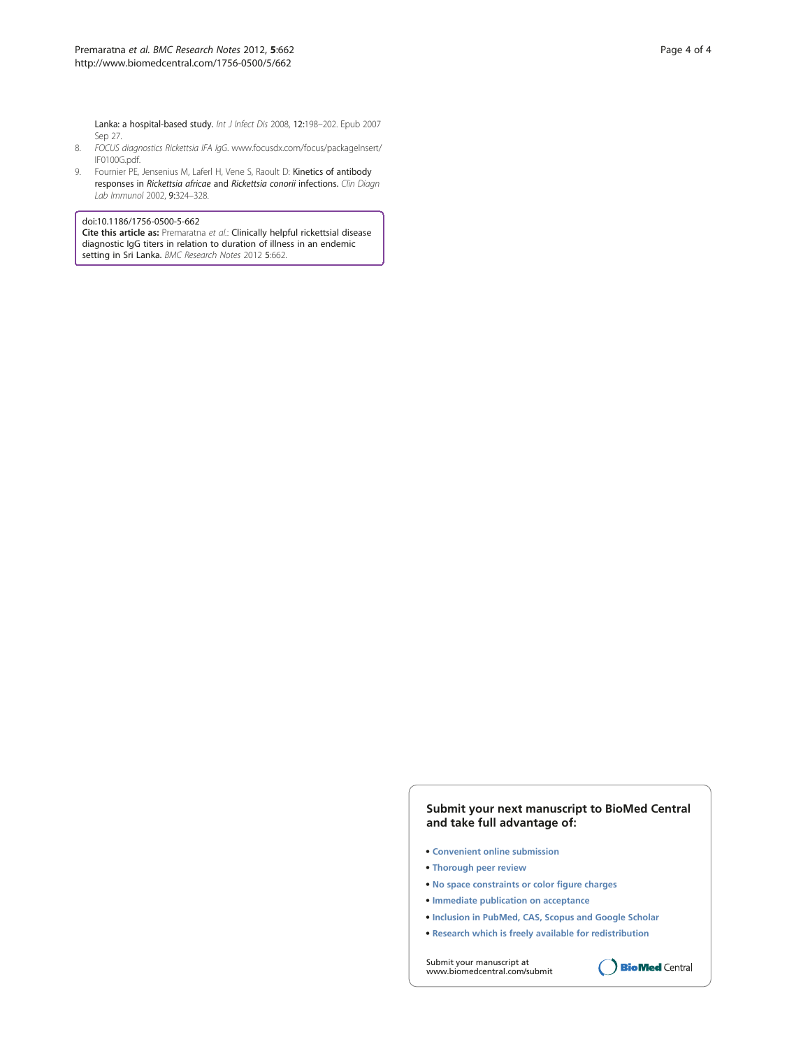Lanka: a hospital-based study. *Int J Infect Dis* 2008, **12**:198–202. Epub 2007 Sep 27.

8. *FOCUS diagnostics Rickettsia IFA IgG*. www.focusdx.com/focus/packageInsert/IF0100G.pdf.
9. Fournier PE, Jensenius M, Laferl H, Vene S, Raoult D: **Kinetics of antibody responses in *Rickettsia africae* and *Rickettsia conorii* infections.** *Clin Diagn Lab Immunol* 2002, **9**:324–328.

doi:10.1186/1756-0500-5-662

**Cite this article as:** Premaratna *et al.*: Clinically helpful rickettsial disease diagnostic IgG titers in relation to duration of illness in an endemic setting in Sri Lanka. *BMC Research Notes* 2012 **5**:662.

**Submit your next manuscript to BioMed Central and take full advantage of:**

- **Convenient online submission**
- **Thorough peer review**
- **No space constraints or color figure charges**
- **Immediate publication on acceptance**
- **Inclusion in PubMed, CAS, Scopus and Google Scholar**
- **Research which is freely available for redistribution**

Submit your manuscript at
www.biomedcentral.com/submit

BioMed Central